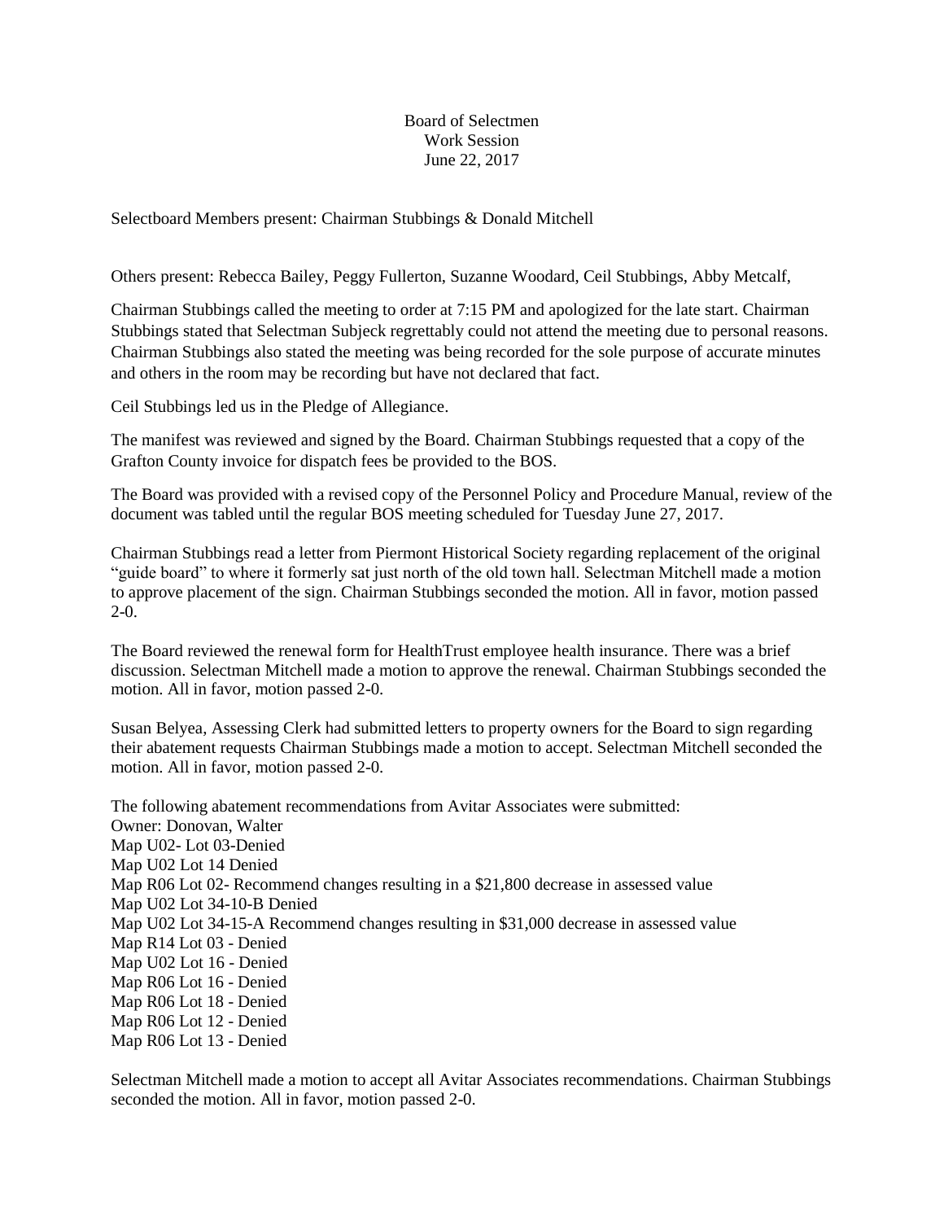# Board of Selectmen
## Work Session
## June 22, 2017

Selectboard Members present: Chairman Stubbings & Donald Mitchell

Others present: Rebecca Bailey, Peggy Fullerton, Suzanne Woodard, Ceil Stubbings, Abby Metcalf,

Chairman Stubbings called the meeting to order at 7:15 PM and apologized for the late start. Chairman Stubbings stated that Selectman Subjeck regrettably could not attend the meeting due to personal reasons. Chairman Stubbings also stated the meeting was being recorded for the sole purpose of accurate minutes and others in the room may be recording but have not declared that fact.

Ceil Stubbings led us in the Pledge of Allegiance.

The manifest was reviewed and signed by the Board. Chairman Stubbings requested that a copy of the Grafton County invoice for dispatch fees be provided to the BOS.

The Board was provided with a revised copy of the Personnel Policy and Procedure Manual, review of the document was tabled until the regular BOS meeting scheduled for Tuesday June 27, 2017.

Chairman Stubbings read a letter from Piermont Historical Society regarding replacement of the original "guide board" to where it formerly sat just north of the old town hall. Selectman Mitchell made a motion to approve placement of the sign. Chairman Stubbings seconded the motion. All in favor, motion passed 2-0.

The Board reviewed the renewal form for HealthTrust employee health insurance. There was a brief discussion. Selectman Mitchell made a motion to approve the renewal. Chairman Stubbings seconded the motion. All in favor, motion passed 2-0.

Susan Belyea, Assessing Clerk had submitted letters to property owners for the Board to sign regarding their abatement requests Chairman Stubbings made a motion to accept. Selectman Mitchell seconded the motion. All in favor, motion passed 2-0.

The following abatement recommendations from Avitar Associates were submitted:
Owner: Donovan, Walter
Map U02- Lot 03-Denied
Map U02 Lot 14 Denied
Map R06 Lot 02- Recommend changes resulting in a $21,800 decrease in assessed value
Map U02 Lot 34-10-B Denied
Map U02 Lot 34-15-A Recommend changes resulting in $31,000 decrease in assessed value
Map R14 Lot 03 - Denied
Map U02 Lot 16 - Denied
Map R06 Lot 16 - Denied
Map R06 Lot 18 - Denied
Map R06 Lot 12 - Denied
Map R06 Lot 13 - Denied

Selectman Mitchell made a motion to accept all Avitar Associates recommendations. Chairman Stubbings seconded the motion. All in favor, motion passed 2-0.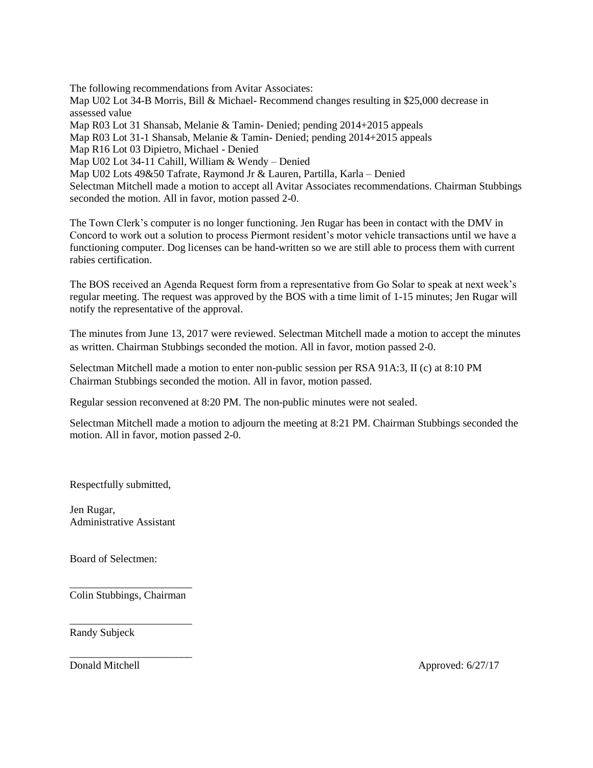The following recommendations from Avitar Associates:
Map U02 Lot 34-B Morris, Bill & Michael- Recommend changes resulting in $25,000 decrease in assessed value
Map R03 Lot 31 Shansab, Melanie & Tamin- Denied; pending 2014+2015 appeals
Map R03 Lot 31-1 Shansab, Melanie & Tamin- Denied; pending 2014+2015 appeals
Map R16 Lot 03 Dipietro, Michael - Denied
Map U02 Lot 34-11 Cahill, William & Wendy – Denied
Map U02 Lots 49&50 Tafrate, Raymond Jr & Lauren, Partilla, Karla – Denied
Selectman Mitchell made a motion to accept all Avitar Associates recommendations. Chairman Stubbings seconded the motion. All in favor, motion passed 2-0.

The Town Clerk's computer is no longer functioning. Jen Rugar has been in contact with the DMV in Concord to work out a solution to process Piermont resident's motor vehicle transactions until we have a functioning computer. Dog licenses can be hand-written so we are still able to process them with current rabies certification.

The BOS received an Agenda Request form from a representative from Go Solar to speak at next week's regular meeting. The request was approved by the BOS with a time limit of 1-15 minutes; Jen Rugar will notify the representative of the approval.

The minutes from June 13, 2017 were reviewed. Selectman Mitchell made a motion to accept the minutes as written. Chairman Stubbings seconded the motion. All in favor, motion passed 2-0.

Selectman Mitchell made a motion to enter non-public session per RSA 91A:3, II (c) at 8:10 PM Chairman Stubbings seconded the motion. All in favor, motion passed.

Regular session reconvened at 8:20 PM. The non-public minutes were not sealed.

Selectman Mitchell made a motion to adjourn the meeting at 8:21 PM. Chairman Stubbings seconded the motion. All in favor, motion passed 2-0.

Respectfully submitted,

Jen Rugar,
Administrative Assistant

Board of Selectmen:

_______________________
Colin Stubbings, Chairman

_______________________
Randy Subjeck

_______________________
Donald Mitchell

Approved: 6/27/17